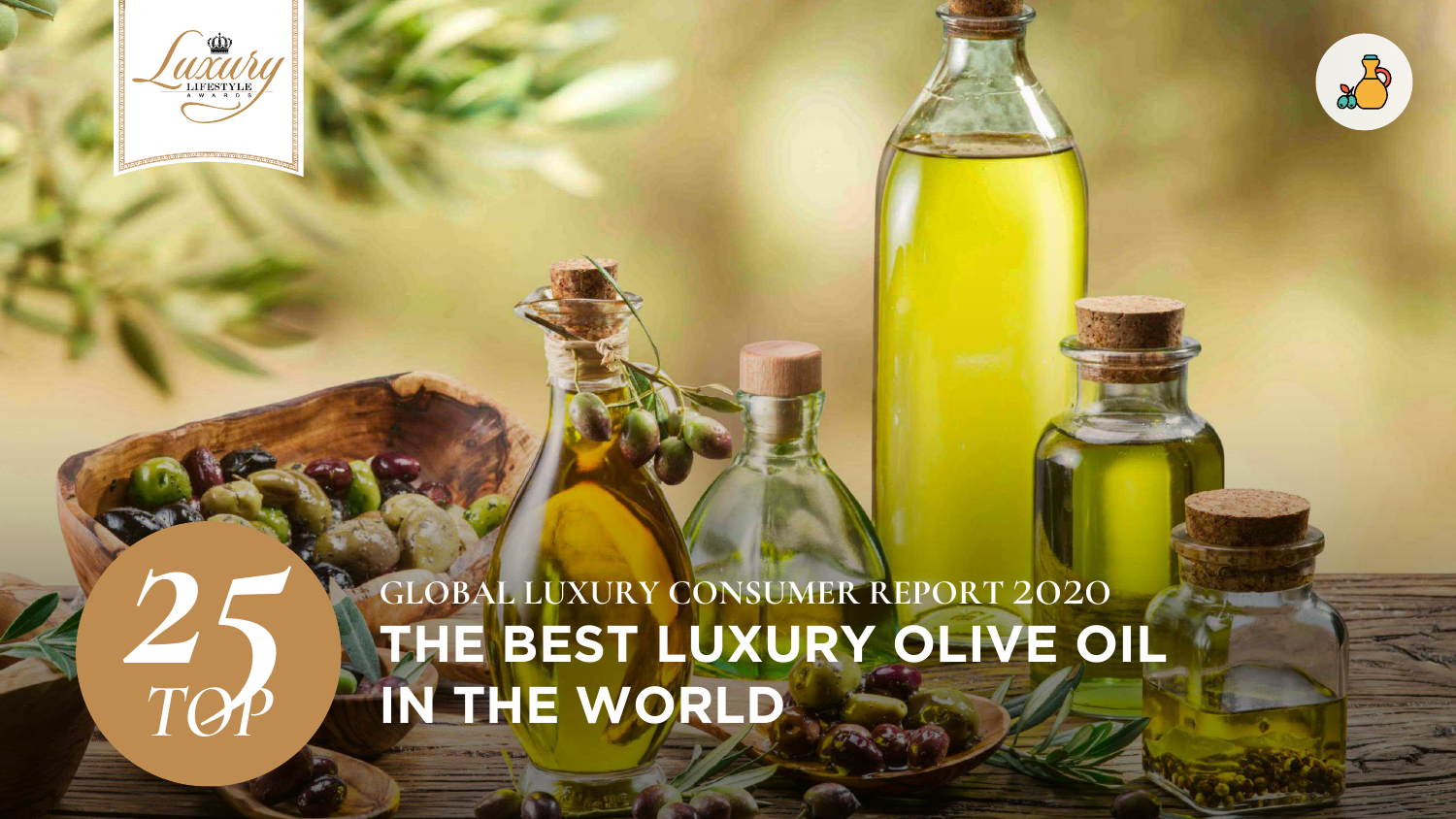Luxury Lifestyle Awards

25 TOP

GLOBAL LUXURY CONSUMER REPORT 2020

# THE BEST LUXURY OLIVE OIL IN THE WORLD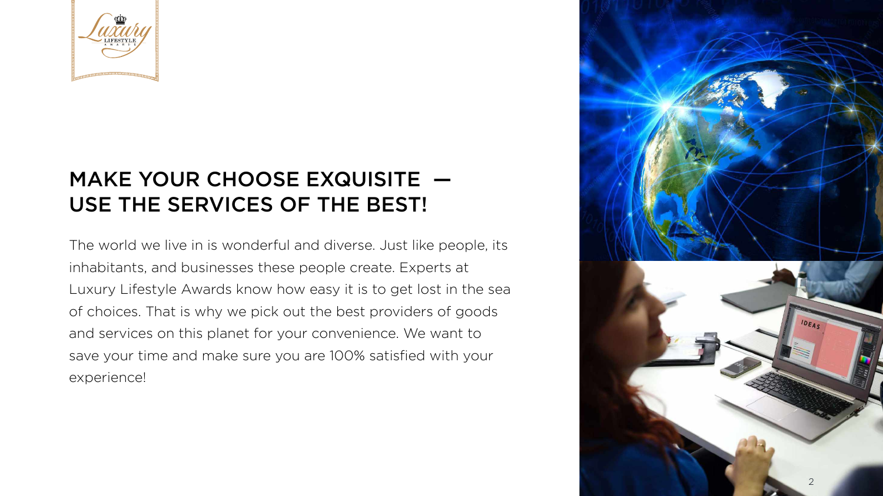# MAKE YOUR CHOOSE EXQUISITE — USE THE SERVICES OF THE BEST!

The world we live in is wonderful and diverse. Just like people, its inhabitants, and businesses these people create. Experts at Luxury Lifestyle Awards know how easy it is to get lost in the sea of choices. That is why we pick out the best providers of goods and services on this planet for your convenience. We want to save your time and make sure you are 100% satisfied with your experience!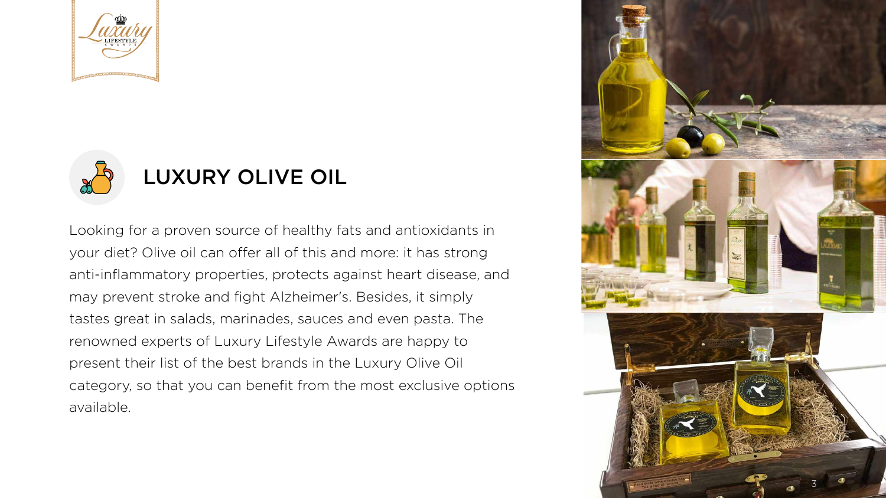# LUXURY OLIVE OIL

Looking for a proven source of healthy fats and antioxidants in your diet? Olive oil can offer all of this and more: it has strong anti-inflammatory properties, protects against heart disease, and may prevent stroke and fight Alzheimer's. Besides, it simply tastes great in salads, marinades, sauces and even pasta. The renowned experts of Luxury Lifestyle Awards are happy to present their list of the best brands in the Luxury Olive Oil category, so that you can benefit from the most exclusive options available.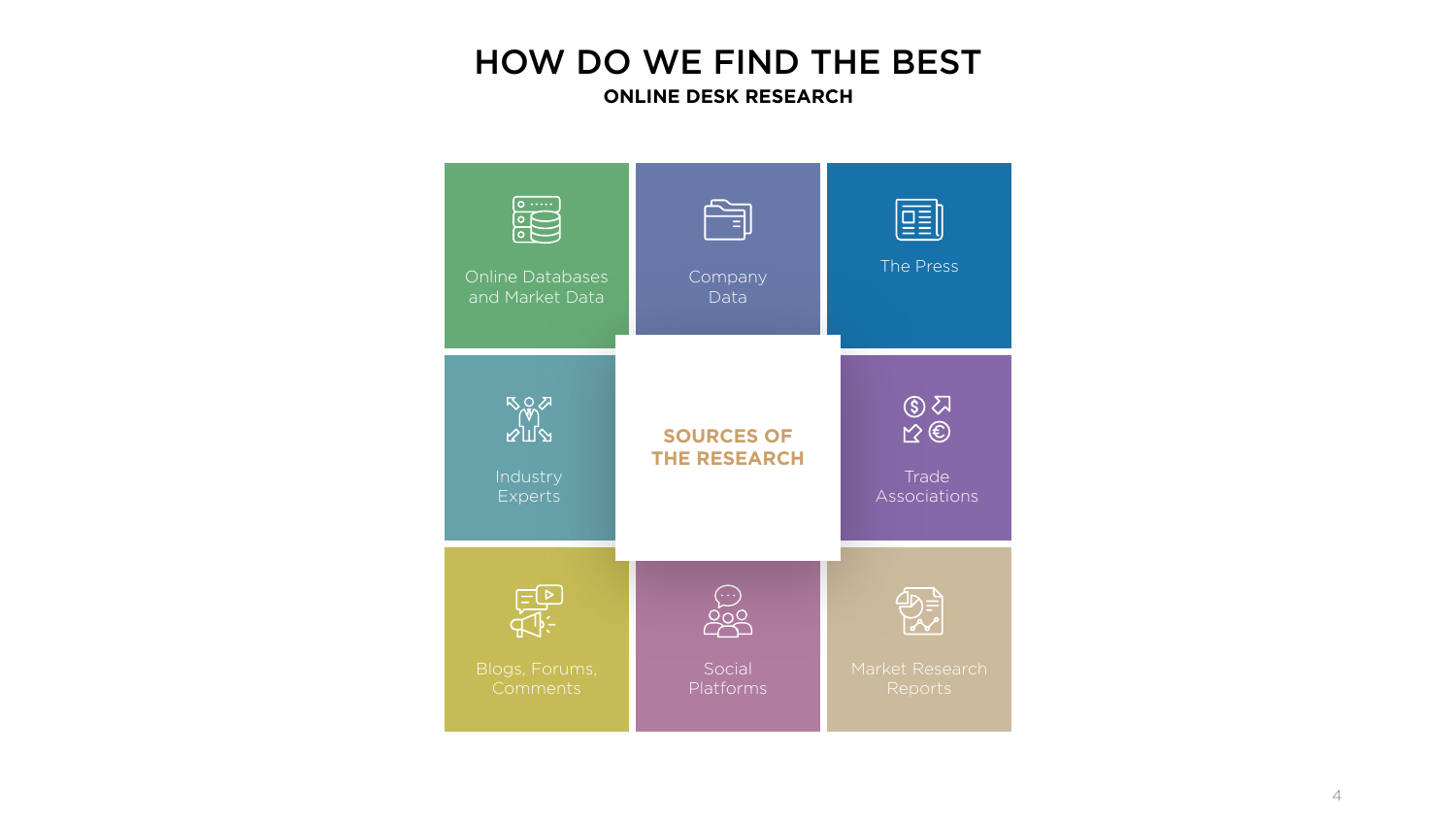# HOW DO WE FIND THE BEST

**ONLINE DESK RESEARCH**

## SOURCES OF THE RESEARCH

- Online Databases and Market Data
- Company Data
- The Press
- Industry Experts
- Trade Associations
- Blogs, Forums, Comments
- Social Platforms
- Market Research Reports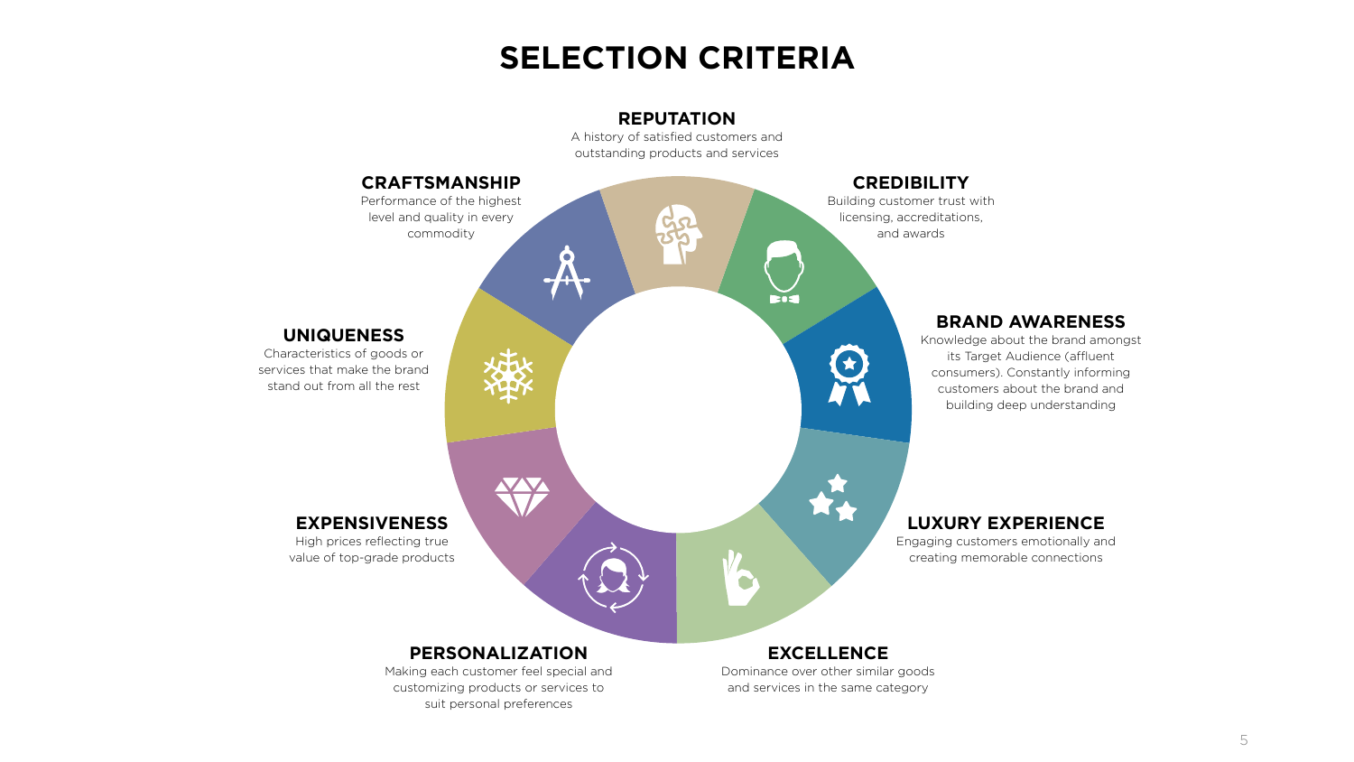# SELECTION CRITERIA

**REPUTATION**
A history of satisfied customers and outstanding products and services

**CREDIBILITY**
Building customer trust with licensing, accreditations, and awards

**BRAND AWARENESS**
Knowledge about the brand amongst its Target Audience (affluent consumers). Constantly informing customers about the brand and building deep understanding

**LUXURY EXPERIENCE**
Engaging customers emotionally and creating memorable connections

**EXCELLENCE**
Dominance over other similar goods and services in the same category

**PERSONALIZATION**
Making each customer feel special and customizing products or services to suit personal preferences

**EXPENSIVENESS**
High prices reflecting true value of top-grade products

**UNIQUENESS**
Characteristics of goods or services that make the brand stand out from all the rest

**CRAFTSMANSHIP**
Performance of the highest level and quality in every commodity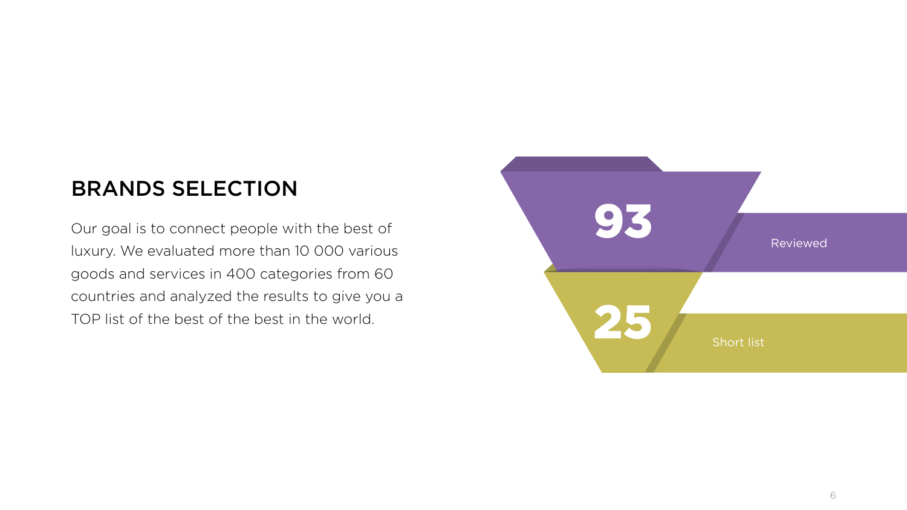## BRANDS SELECTION

Our goal is to connect people with the best of luxury. We evaluated more than 10 000 various goods and services in 400 categories from 60 countries and analyzed the results to give you a TOP list of the best of the best in the world.

**93**

Reviewed

**25**

Short list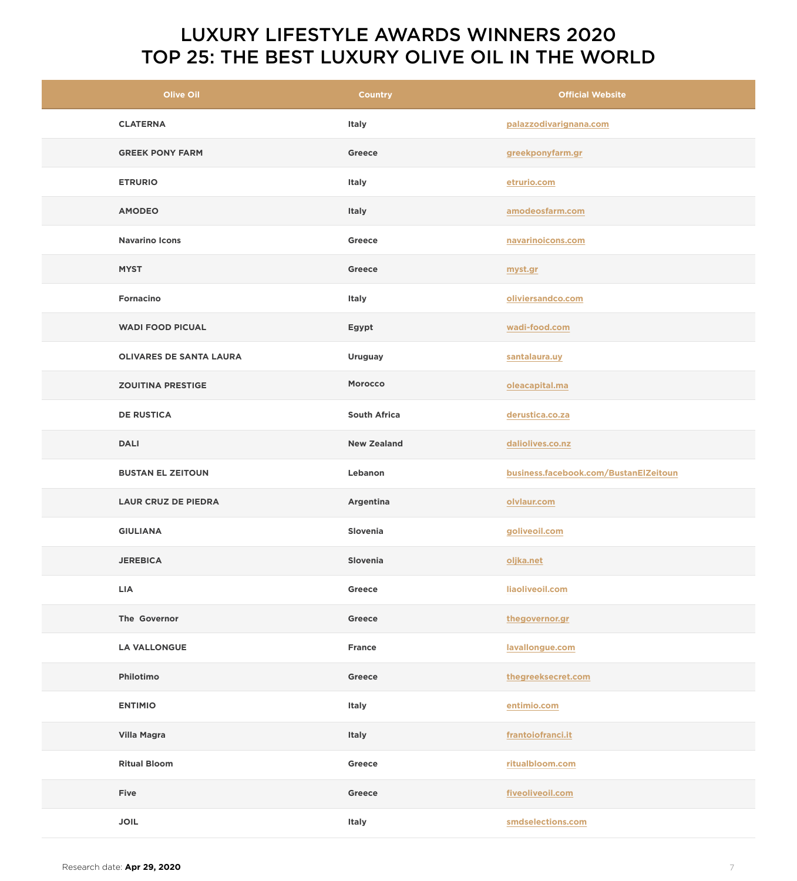# LUXURY LIFESTYLE AWARDS WINNERS 2020
# TOP 25: THE BEST LUXURY OLIVE OIL IN THE WORLD

| Olive Oil | Country | Official Website |
|---|---|---|
| CLATERNA | Italy | palazzodivarignana.com |
| GREEK PONY FARM | Greece | greekponyfarm.gr |
| ETRURIO | Italy | etrurio.com |
| AMODEO | Italy | amodeosfarm.com |
| Navarino Icons | Greece | navarinoicons.com |
| MYST | Greece | myst.gr |
| Fornacino | Italy | oliviersandco.com |
| WADI FOOD PICUAL | Egypt | wadi-food.com |
| OLIVARES DE SANTA LAURA | Uruguay | santalaura.uy |
| ZOUITINA PRESTIGE | Morocco | oleacapital.ma |
| DE RUSTICA | South Africa | derustica.co.za |
| DALI | New Zealand | daliolives.co.nz |
| BUSTAN EL ZEITOUN | Lebanon | business.facebook.com/BustanElZeitoun |
| LAUR CRUZ DE PIEDRA | Argentina | olvlaur.com |
| GIULIANA | Slovenia | goliveoil.com |
| JEREBICA | Slovenia | oljka.net |
| LIA | Greece | liaoliveoil.com |
| The Governor | Greece | thegovernor.gr |
| LA VALLONGUE | France | lavallongue.com |
| Philotimo | Greece | thegreeksecret.com |
| ENTIMIO | Italy | entimio.com |
| Villa Magra | Italy | frantoiofranci.it |
| Ritual Bloom | Greece | ritualbloom.com |
| Five | Greece | fiveoliveoil.com |
| JOIL | Italy | smdselections.com |

Research date: **Apr 29, 2020**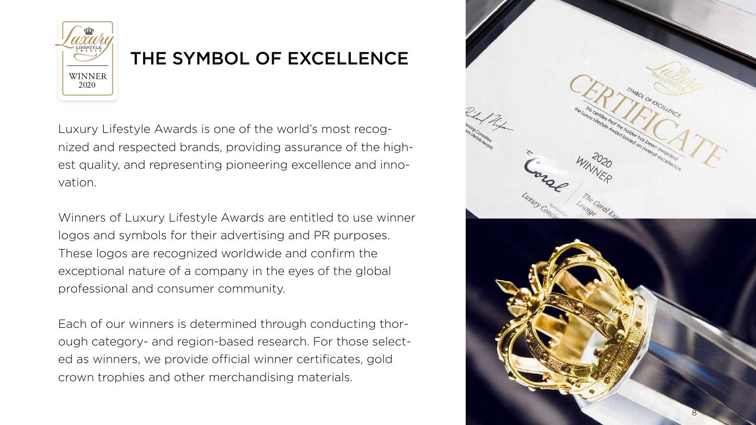# THE SYMBOL OF EXCELLENCE

Luxury Lifestyle Awards is one of the world's most recognized and respected brands, providing assurance of the highest quality, and representing pioneering excellence and innovation.

Winners of Luxury Lifestyle Awards are entitled to use winner logos and symbols for their advertising and PR purposes. These logos are recognized worldwide and confirm the exceptional nature of a company in the eyes of the global professional and consumer community.

Each of our winners is determined through conducting thorough category- and region-based research. For those selected as winners, we provide official winner certificates, gold crown trophies and other merchandising materials.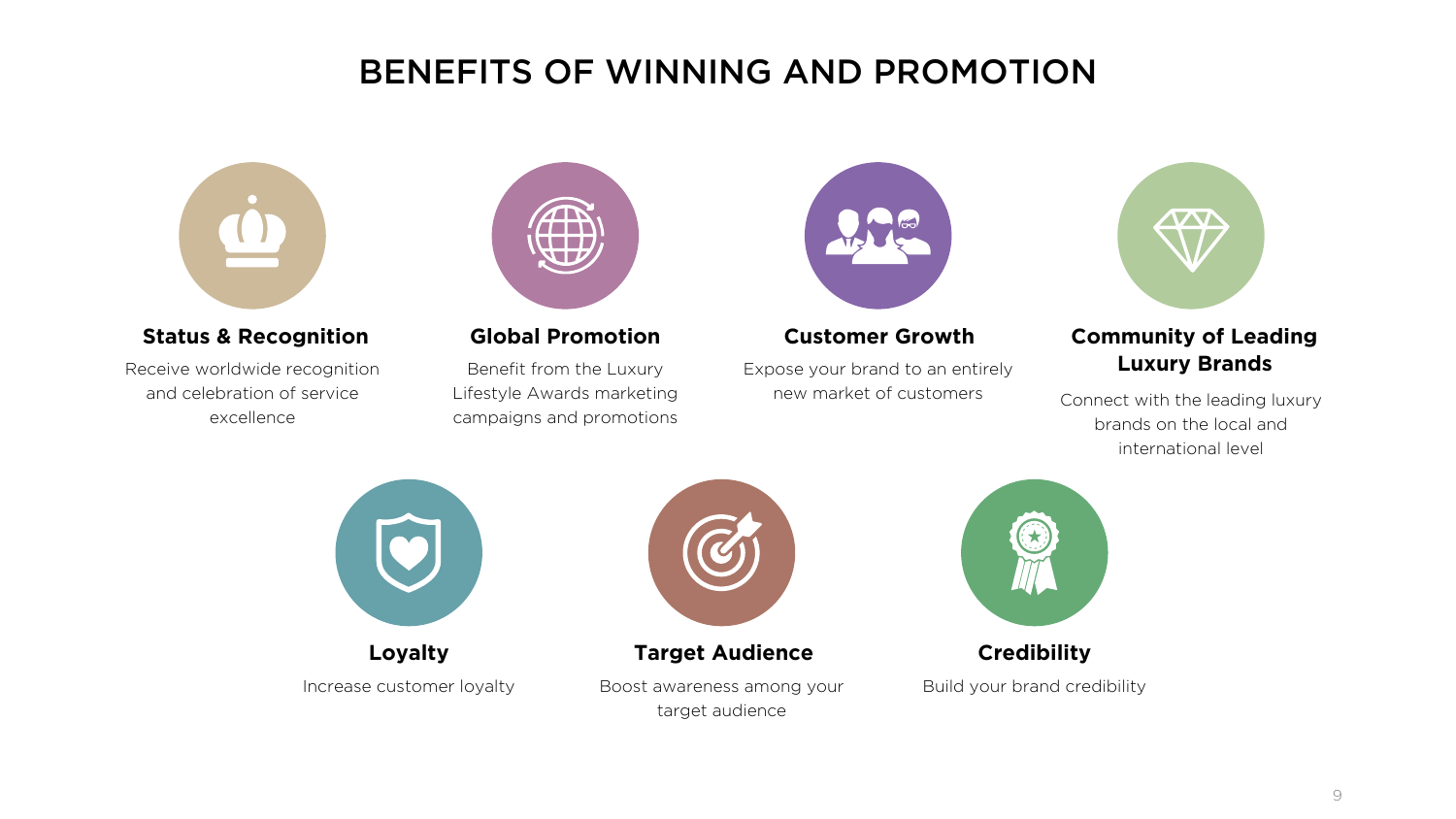# BENEFITS OF WINNING AND PROMOTION

### Status & Recognition

Receive worldwide recognition and celebration of service excellence

### Global Promotion

Benefit from the Luxury Lifestyle Awards marketing campaigns and promotions

### Customer Growth

Expose your brand to an entirely new market of customers

### Community of Leading Luxury Brands

Connect with the leading luxury brands on the local and international level

### Loyalty

Increase customer loyalty

### Target Audience

Boost awareness among your target audience

### Credibility

Build your brand credibility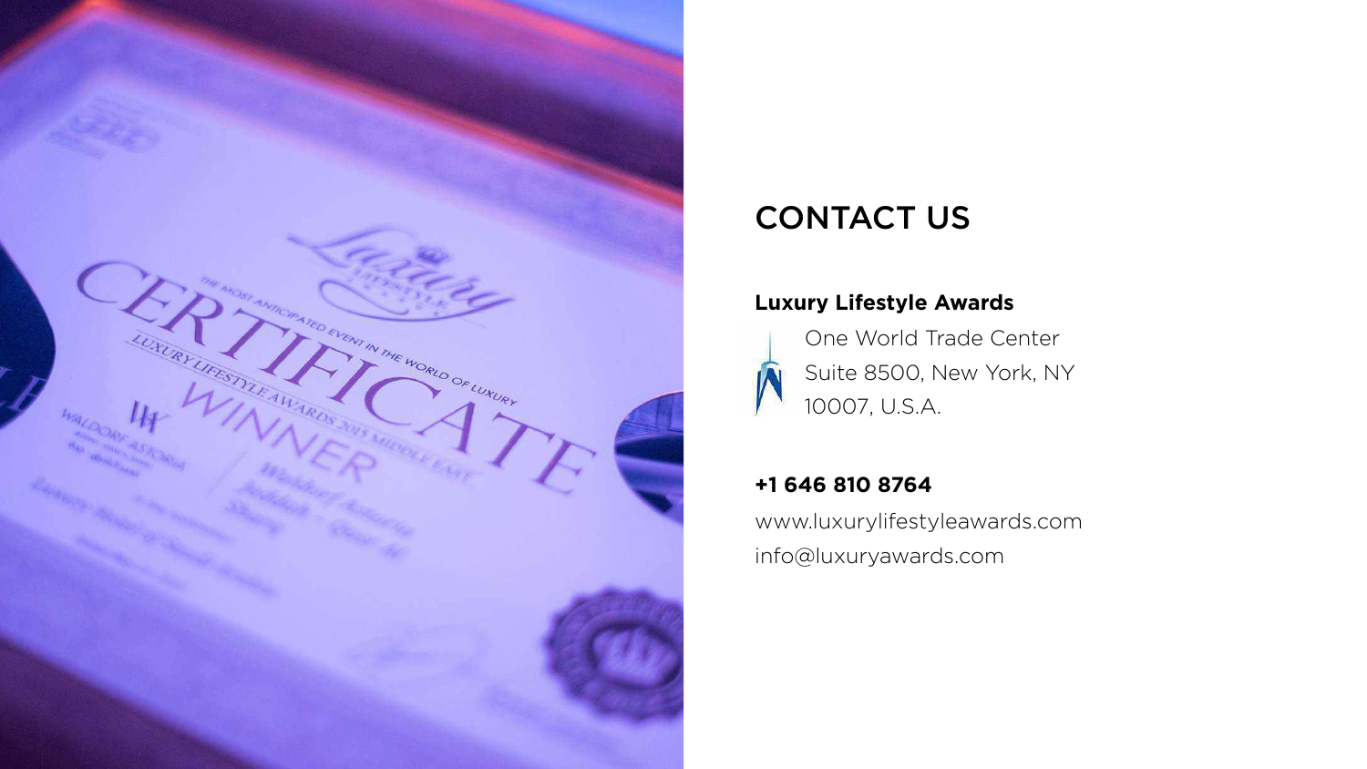# CONTACT US

**Luxury Lifestyle Awards**

One World Trade Center
Suite 8500, New York, NY
10007, U.S.A.

**+1 646 810 8764**

www.luxurylifestyleawards.com
info@luxuryawards.com